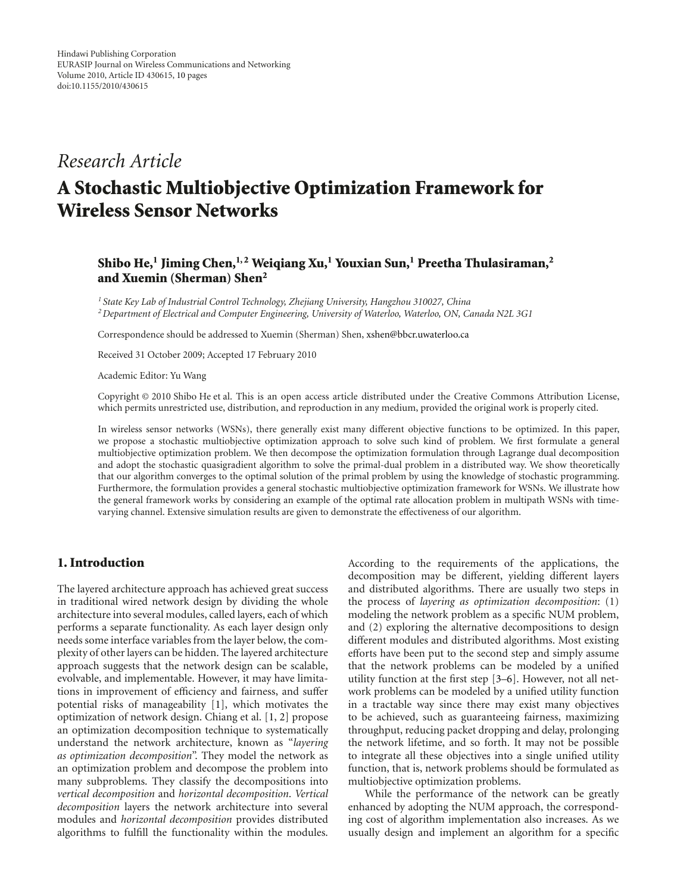Hindawi Publishing Corporation
EURASIP Journal on Wireless Communications and Networking
Volume 2010, Article ID 430615, 10 pages
doi:10.1155/2010/430615

*Research Article*

# A Stochastic Multiobjective Optimization Framework for Wireless Sensor Networks

**Shibo He,[1] Jiming Chen,[1,2] Weiqiang Xu,[1] Youxian Sun,[1] Preetha Thulasiraman,[2] and Xuemin (Sherman) Shen[2]**

[1] *State Key Lab of Industrial Control Technology, Zhejiang University, Hangzhou 310027, China*
[2] *Department of Electrical and Computer Engineering, University of Waterloo, Waterloo, ON, Canada N2L 3G1*

Correspondence should be addressed to Xuemin (Sherman) Shen, xshen@bbcr.uwaterloo.ca

Received 31 October 2009; Accepted 17 February 2010

Academic Editor: Yu Wang

Copyright © 2010 Shibo He et al. This is an open access article distributed under the Creative Commons Attribution License, which permits unrestricted use, distribution, and reproduction in any medium, provided the original work is properly cited.

In wireless sensor networks (WSNs), there generally exist many different objective functions to be optimized. In this paper, we propose a stochastic multiobjective optimization approach to solve such kind of problem. We first formulate a general multiobjective optimization problem. We then decompose the optimization formulation through Lagrange dual decomposition and adopt the stochastic quasigradient algorithm to solve the primal-dual problem in a distributed way. We show theoretically that our algorithm converges to the optimal solution of the primal problem by using the knowledge of stochastic programming. Furthermore, the formulation provides a general stochastic multiobjective optimization framework for WSNs. We illustrate how the general framework works by considering an example of the optimal rate allocation problem in multipath WSNs with time-varying channel. Extensive simulation results are given to demonstrate the effectiveness of our algorithm.

## 1. Introduction

The layered architecture approach has achieved great success in traditional wired network design by dividing the whole architecture into several modules, called layers, each of which performs a separate functionality. As each layer design only needs some interface variables from the layer below, the complexity of other layers can be hidden. The layered architecture approach suggests that the network design can be scalable, evolvable, and implementable. However, it may have limitations in improvement of efficiency and fairness, and suffer potential risks of manageability [1], which motivates the optimization of network design. Chiang et al. [1, 2] propose an optimization decomposition technique to systematically understand the network architecture, known as "*layering as optimization decomposition*". They model the network as an optimization problem and decompose the problem into many subproblems. They classify the decompositions into *vertical decomposition* and *horizontal decomposition*. *Vertical decomposition* layers the network architecture into several modules and *horizontal decomposition* provides distributed algorithms to fulfill the functionality within the modules. According to the requirements of the applications, the decomposition may be different, yielding different layers and distributed algorithms. There are usually two steps in the process of *layering as optimization decomposition*: (1) modeling the network problem as a specific NUM problem, and (2) exploring the alternative decompositions to design different modules and distributed algorithms. Most existing efforts have been put to the second step and simply assume that the network problems can be modeled by a unified utility function at the first step [3–6]. However, not all network problems can be modeled by a unified utility function in a tractable way since there may exist many objectives to be achieved, such as guaranteeing fairness, maximizing throughput, reducing packet dropping and delay, prolonging the network lifetime, and so forth. It may not be possible to integrate all these objectives into a single unified utility function, that is, network problems should be formulated as multiobjective optimization problems.

While the performance of the network can be greatly enhanced by adopting the NUM approach, the corresponding cost of algorithm implementation also increases. As we usually design and implement an algorithm for a specific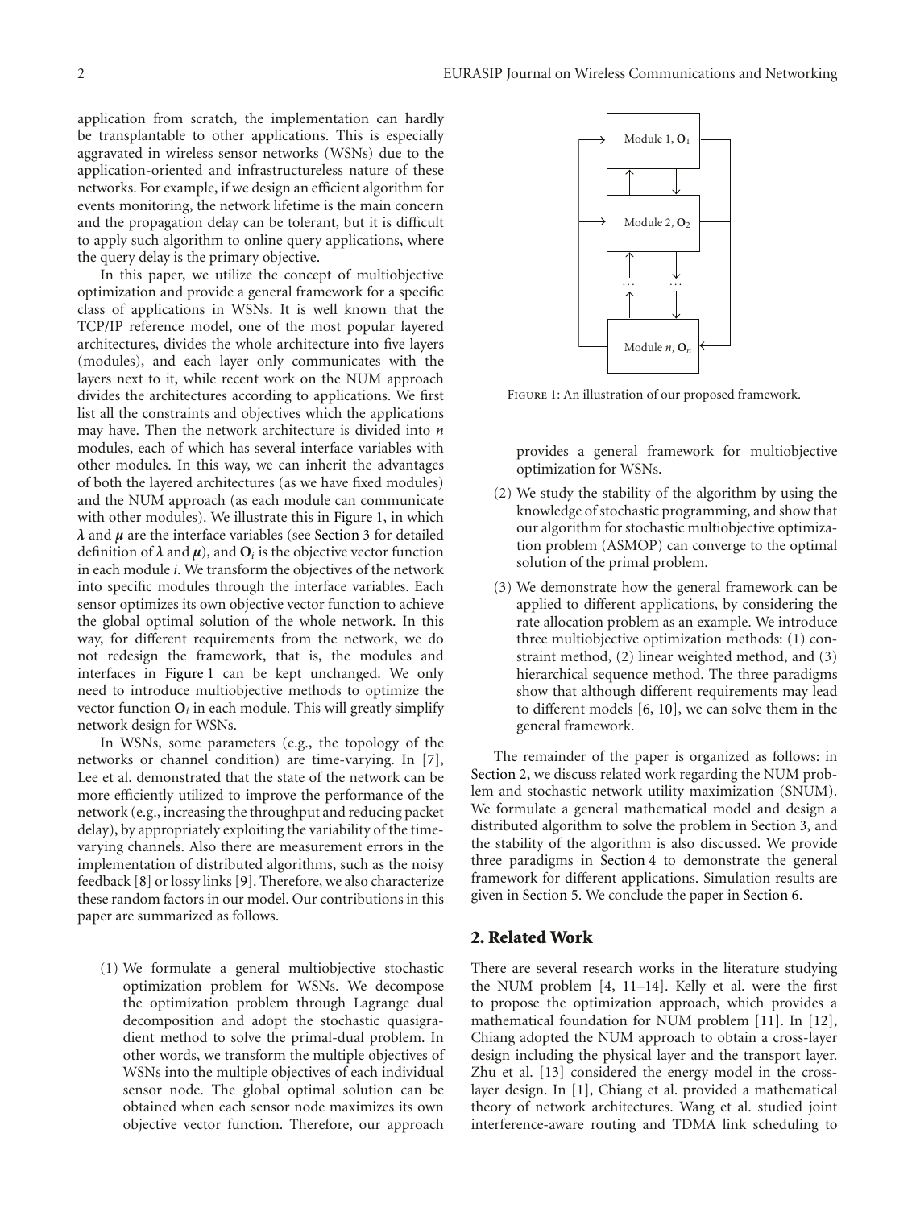application from scratch, the implementation can hardly be transplantable to other applications. This is especially aggravated in wireless sensor networks (WSNs) due to the application-oriented and infrastructureless nature of these networks. For example, if we design an efficient algorithm for events monitoring, the network lifetime is the main concern and the propagation delay can be tolerant, but it is difficult to apply such algorithm to online query applications, where the query delay is the primary objective.

In this paper, we utilize the concept of multiobjective optimization and provide a general framework for a specific class of applications in WSNs. It is well known that the TCP/IP reference model, one of the most popular layered architectures, divides the whole architecture into five layers (modules), and each layer only communicates with the layers next to it, while recent work on the NUM approach divides the architectures according to applications. We first list all the constraints and objectives which the applications may have. Then the network architecture is divided into $n$ modules, each of which has several interface variables with other modules. In this way, we can inherit the advantages of both the layered architectures (as we have fixed modules) and the NUM approach (as each module can communicate with other modules). We illustrate this in Figure 1, in which $\boldsymbol{\lambda}$ and $\boldsymbol{\mu}$ are the interface variables (see Section 3 for detailed definition of $\boldsymbol{\lambda}$ and $\boldsymbol{\mu}$), and $\mathbf{O}_i$ is the objective vector function in each module $i$. We transform the objectives of the network into specific modules through the interface variables. Each sensor optimizes its own objective vector function to achieve the global optimal solution of the whole network. In this way, for different requirements from the network, we do not redesign the framework, that is, the modules and interfaces in Figure 1 can be kept unchanged. We only need to introduce multiobjective methods to optimize the vector function $\mathbf{O}_i$ in each module. This will greatly simplify network design for WSNs.

Module 1, $\mathbf{O}_1$

Module 2, $\mathbf{O}_2$

Module $n$, $\mathbf{O}_n$

Figure 1: An illustration of our proposed framework.

In WSNs, some parameters (e.g., the topology of the networks or channel condition) are time-varying. In [7], Lee et al. demonstrated that the state of the network can be more efficiently utilized to improve the performance of the network (e.g., increasing the throughput and reducing packet delay), by appropriately exploiting the variability of the time-varying channels. Also there are measurement errors in the implementation of distributed algorithms, such as the noisy feedback [8] or lossy links [9]. Therefore, we also characterize these random factors in our model. Our contributions in this paper are summarized as follows.

(1) We formulate a general multiobjective stochastic optimization problem for WSNs. We decompose the optimization problem through Lagrange dual decomposition and adopt the stochastic quasigradient method to solve the primal-dual problem. In other words, we transform the multiple objectives of WSNs into the multiple objectives of each individual sensor node. The global optimal solution can be obtained when each sensor node maximizes its own objective vector function. Therefore, our approach provides a general framework for multiobjective optimization for WSNs.

(2) We study the stability of the algorithm by using the knowledge of stochastic programming, and show that our algorithm for stochastic multiobjective optimization problem (ASMOP) can converge to the optimal solution of the primal problem.

(3) We demonstrate how the general framework can be applied to different applications, by considering the rate allocation problem as an example. We introduce three multiobjective optimization methods: (1) constraint method, (2) linear weighted method, and (3) hierarchical sequence method. The three paradigms show that although different requirements may lead to different models [6, 10], we can solve them in the general framework.

The remainder of the paper is organized as follows: in Section 2, we discuss related work regarding the NUM problem and stochastic network utility maximization (SNUM). We formulate a general mathematical model and design a distributed algorithm to solve the problem in Section 3, and the stability of the algorithm is also discussed. We provide three paradigms in Section 4 to demonstrate the general framework for different applications. Simulation results are given in Section 5. We conclude the paper in Section 6.

## 2. Related Work

There are several research works in the literature studying the NUM problem [4, 11–14]. Kelly et al. were the first to propose the optimization approach, which provides a mathematical foundation for NUM problem [11]. In [12], Chiang adopted the NUM approach to obtain a cross-layer design including the physical layer and the transport layer. Zhu et al. [13] considered the energy model in the cross-layer design. In [1], Chiang et al. provided a mathematical theory of network architectures. Wang et al. studied joint interference-aware routing and TDMA link scheduling to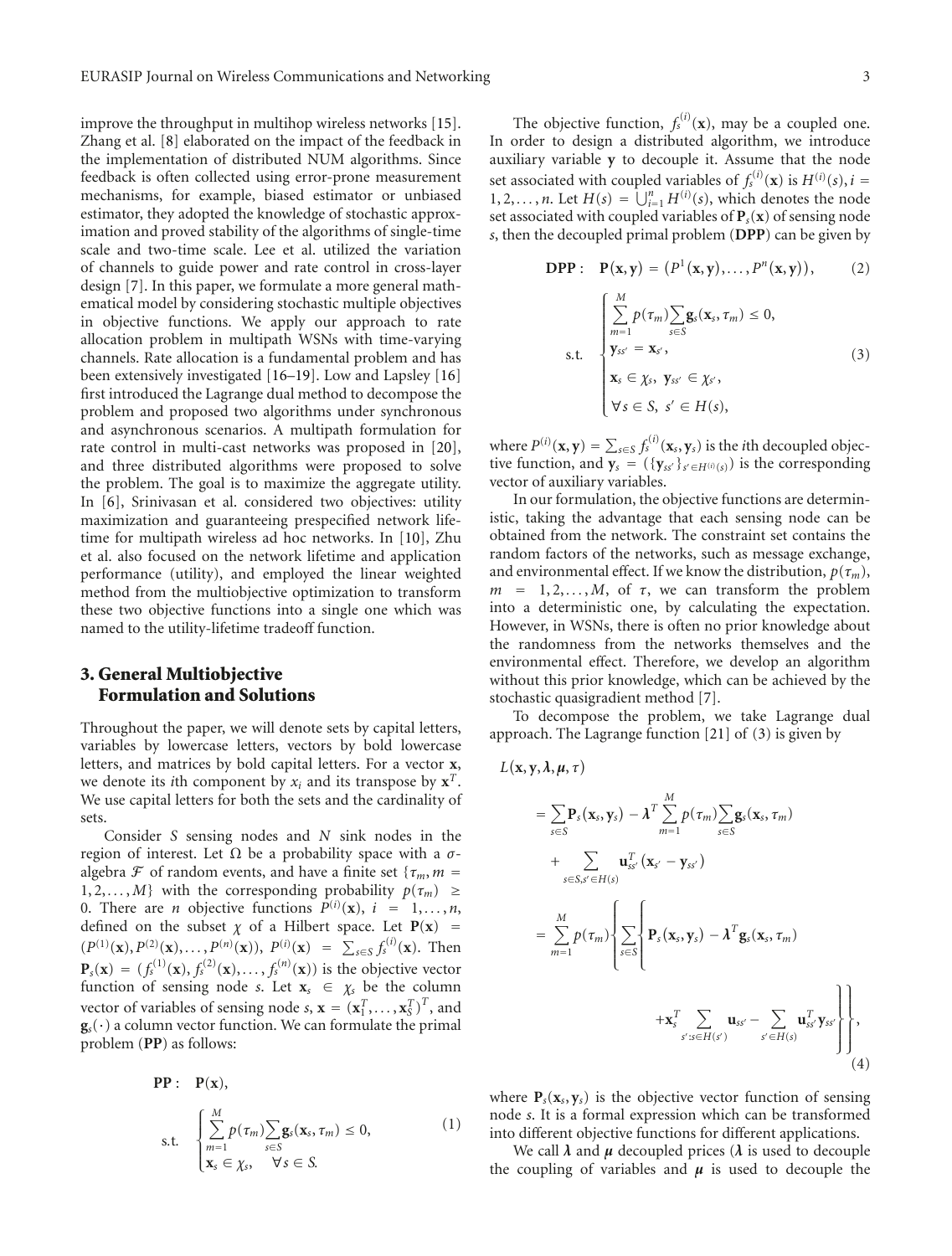improve the throughput in multihop wireless networks [15]. Zhang et al. [8] elaborated on the impact of the feedback in the implementation of distributed NUM algorithms. Since feedback is often collected using error-prone measurement mechanisms, for example, biased estimator or unbiased estimator, they adopted the knowledge of stochastic approximation and proved stability of the algorithms of single-time scale and two-time scale. Lee et al. utilized the variation of channels to guide power and rate control in cross-layer design [7]. In this paper, we formulate a more general mathematical model by considering stochastic multiple objectives in objective functions. We apply our approach to rate allocation problem in multipath WSNs with time-varying channels. Rate allocation is a fundamental problem and has been extensively investigated [16–19]. Low and Lapsley [16] first introduced the Lagrange dual method to decompose the problem and proposed two algorithms under synchronous and asynchronous scenarios. A multipath formulation for rate control in multi-cast networks was proposed in [20], and three distributed algorithms were proposed to solve the problem. The goal is to maximize the aggregate utility. In [6], Srinivasan et al. considered two objectives: utility maximization and guaranteeing prespecified network lifetime for multipath wireless ad hoc networks. In [10], Zhu et al. also focused on the network lifetime and application performance (utility), and employed the linear weighted method from the multiobjective optimization to transform these two objective functions into a single one which was named to the utility-lifetime tradeoff function.

## 3. General Multiobjective Formulation and Solutions

Throughout the paper, we will denote sets by capital letters, variables by lowercase letters, vectors by bold lowercase letters, and matrices by bold capital letters. For a vector $\mathbf{x}$, we denote its $i$th component by $x_i$ and its transpose by $\mathbf{x}^T$. We use capital letters for both the sets and the cardinality of sets.

Consider $S$ sensing nodes and $N$ sink nodes in the region of interest. Let $\Omega$ be a probability space with a $\sigma$-algebra $\mathcal{F}$ of random events, and have a finite set $\{\tau_m, m = 1, 2, \ldots, M\}$ with the corresponding probability $p(\tau_m) \geq 0$. There are $n$ objective functions $P^{(i)}(\mathbf{x})$, $i = 1, \ldots, n$, defined on the subset $\chi$ of a Hilbert space. Let $\mathbf{P}(\mathbf{x}) = (P^{(1)}(\mathbf{x}), P^{(2)}(\mathbf{x}), \ldots, P^{(n)}(\mathbf{x}))$, $P^{(i)}(\mathbf{x}) = \sum_{s\in S} f_s^{(i)}(\mathbf{x})$. Then $\mathbf{P}_s(\mathbf{x}) = (f_s^{(1)}(\mathbf{x}), f_s^{(2)}(\mathbf{x}), \ldots, f_s^{(n)}(\mathbf{x}))$ is the objective vector function of sensing node $s$. Let $\mathbf{x}_s \in \chi_s$ be the column vector of variables of sensing node $s$, $\mathbf{x} = (\mathbf{x}_1^T, \ldots, \mathbf{x}_S^T)^T$, and $\mathbf{g}_s(\cdot)$ a column vector function. We can formulate the primal problem (**PP**) as follows:

$$
\mathbf{PP}: \quad \mathbf{P}(\mathbf{x}),
$$

$$
\text{s.t.} \quad \begin{cases} \displaystyle\sum_{m=1}^{M} p(\tau_m) \sum_{s\in S} \mathbf{g}_s(\mathbf{x}_s, \tau_m) \leq 0, \\ \mathbf{x}_s \in \chi_s, \quad \forall s \in S. \end{cases} \tag{1}
$$

The objective function, $f_s^{(i)}(\mathbf{x})$, may be a coupled one. In order to design a distributed algorithm, we introduce auxiliary variable $\mathbf{y}$ to decouple it. Assume that the node set associated with coupled variables of $f_s^{(i)}(\mathbf{x})$ is $H^{(i)}(s), i = 1, 2, \ldots, n$. Let $H(s) = \bigcup_{i=1}^{n} H^{(i)}(s)$, which denotes the node set associated with coupled variables of $\mathbf{P}_s(\mathbf{x})$ of sensing node $s$, then the decoupled primal problem (**DPP**) can be given by

$$
\mathbf{DPP}: \quad \mathbf{P}(\mathbf{x}, \mathbf{y}) = (P^1(\mathbf{x}, \mathbf{y}), \ldots, P^n(\mathbf{x}, \mathbf{y})), \tag{2}
$$

$$
\text{s.t.} \quad \begin{cases} \displaystyle\sum_{m=1}^{M} p(\tau_m) \sum_{s\in S} \mathbf{g}_s(\mathbf{x}_s, \tau_m) \leq 0, \\ \mathbf{y}_{ss'} = \mathbf{x}_{s'}, \\ \mathbf{x}_s \in \chi_s, \ \mathbf{y}_{ss'} \in \chi_{s'}, \\ \forall s \in S, \ s' \in H(s), \end{cases} \tag{3}
$$

where $P^{(i)}(\mathbf{x}, \mathbf{y}) = \sum_{s\in S} f_s^{(i)}(\mathbf{x}_s, \mathbf{y}_s)$ is the $i$th decoupled objective function, and $\mathbf{y}_s = (\{\mathbf{y}_{ss'}\}_{s'\in H^{(i)}(s)})$ is the corresponding vector of auxiliary variables.

In our formulation, the objective functions are deterministic, taking the advantage that each sensing node can be obtained from the network. The constraint set contains the random factors of the networks, such as message exchange, and environmental effect. If we know the distribution, $p(\tau_m)$, $m = 1, 2, \ldots, M$, of $\tau$, we can transform the problem into a deterministic one, by calculating the expectation. However, in WSNs, there is often no prior knowledge about the randomness from the networks themselves and the environmental effect. Therefore, we develop an algorithm without this prior knowledge, which can be achieved by the stochastic quasigradient method [7].

To decompose the problem, we take Lagrange dual approach. The Lagrange function [21] of (3) is given by

$$
\begin{aligned}
L(\mathbf{x}, \mathbf{y}, \boldsymbol{\lambda}, \boldsymbol{\mu}, \tau)
&= \sum_{s\in S} \mathbf{P}_s(\mathbf{x}_s, \mathbf{y}_s) - \boldsymbol{\lambda}^T \sum_{m=1}^{M} p(\tau_m) \sum_{s\in S} \mathbf{g}_s(\mathbf{x}_s, \tau_m) \\
&\quad + \sum_{s\in S, s'\in H(s)} \mathbf{u}_{ss'}^T (\mathbf{x}_{s'} - \mathbf{y}_{ss'}) \\
&= \sum_{m=1}^{M} p(\tau_m) \left\{ \sum_{s\in S} \left\{ \mathbf{P}_s(\mathbf{x}_s, \mathbf{y}_s) - \boldsymbol{\lambda}^T \mathbf{g}_s(\mathbf{x}_s, \tau_m) \right.\right. \\
&\quad \left.\left. + \mathbf{x}_s^T \sum_{s': s\in H(s')} \mathbf{u}_{s's} - \sum_{s'\in H(s)} \mathbf{u}_{ss'}^T \mathbf{y}_{ss'} \right\} \right\},
\end{aligned} \tag{4}
$$

where $\mathbf{P}_s(\mathbf{x}_s, \mathbf{y}_s)$ is the objective vector function of sensing node $s$. It is a formal expression which can be transformed into different objective functions for different applications.

We call $\boldsymbol{\lambda}$ and $\boldsymbol{\mu}$ decoupled prices ($\boldsymbol{\lambda}$ is used to decouple the coupling of variables and $\boldsymbol{\mu}$ is used to decouple the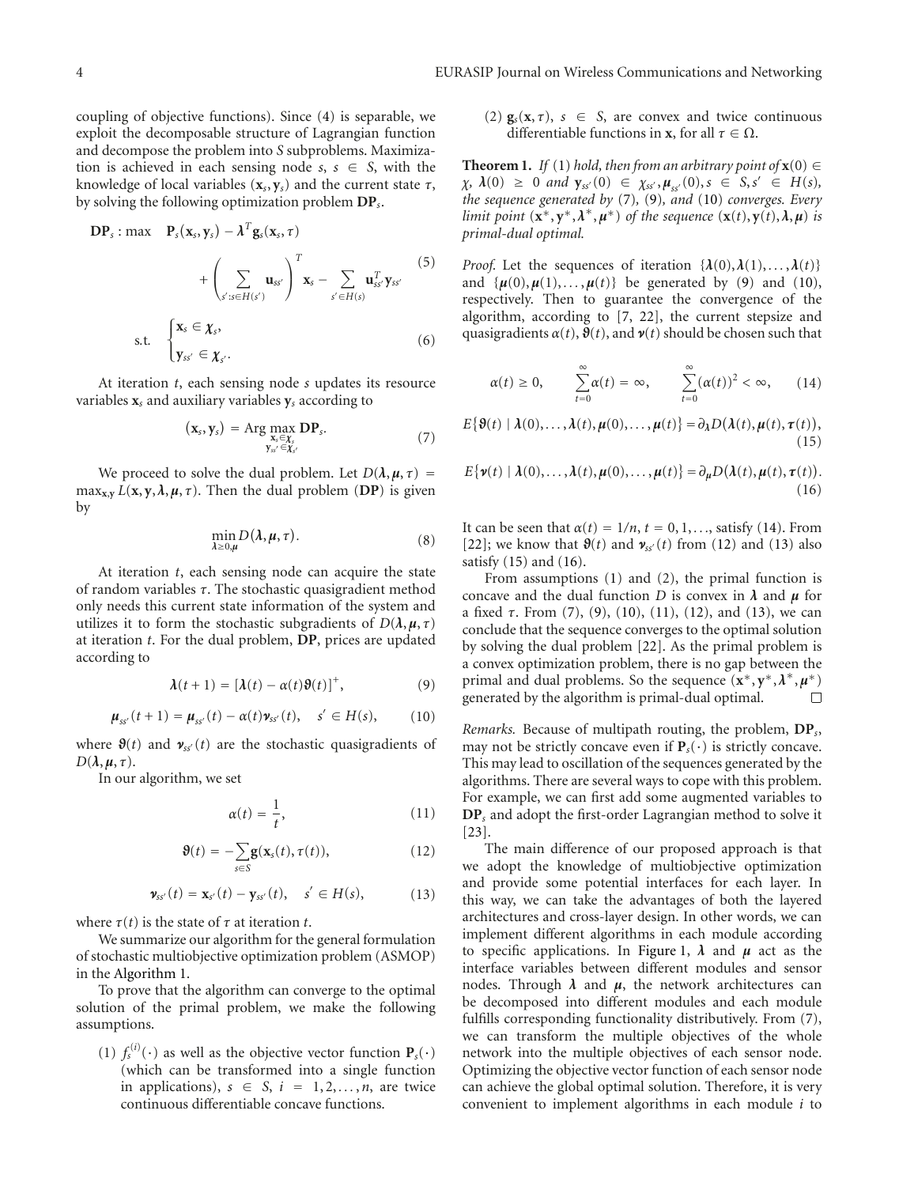coupling of objective functions). Since (4) is separable, we exploit the decomposable structure of Lagrangian function and decompose the problem into $S$ subproblems. Maximization is achieved in each sensing node $s$, $s \in S$, with the knowledge of local variables $(\mathbf{x}_s, \mathbf{y}_s)$ and the current state $\tau$, by solving the following optimization problem $\mathbf{DP}_s$.

$$\mathbf{DP}_s : \max \quad \mathbf{P}_s(\mathbf{x}_s, \mathbf{y}_s) - \boldsymbol{\lambda}^T \mathbf{g}_s(\mathbf{x}_s, \tau) + \left( \sum_{s': s \in H(s')} \mathbf{u}_{ss'} \right)^T \mathbf{x}_s - \sum_{s' \in H(s)} \mathbf{u}_{ss'}^T \mathbf{y}_{ss'} \tag{5}$$

$$\text{s.t.} \quad \begin{cases} \mathbf{x}_s \in \chi_s, \\ \mathbf{y}_{ss'} \in \chi_{s'}. \end{cases} \tag{6}$$

At iteration $t$, each sensing node $s$ updates its resource variables $\mathbf{x}_s$ and auxiliary variables $\mathbf{y}_s$ according to

$$(\mathbf{x}_s, \mathbf{y}_s) = \operatorname{Arg} \max_{\substack{\mathbf{x}_s \in \chi_s \\ \mathbf{y}_{ss'} \in \chi_{s'}}} \mathbf{DP}_s. \tag{7}$$

We proceed to solve the dual problem. Let $D(\boldsymbol{\lambda}, \boldsymbol{\mu}, \tau) = \max_{\mathbf{x},\mathbf{y}} L(\mathbf{x}, \mathbf{y}, \boldsymbol{\lambda}, \boldsymbol{\mu}, \tau)$. Then the dual problem (**DP**) is given by

$$\min_{\boldsymbol{\lambda} \geq 0, \boldsymbol{\mu}} D(\boldsymbol{\lambda}, \boldsymbol{\mu}, \tau). \tag{8}$$

At iteration $t$, each sensing node can acquire the state of random variables $\tau$. The stochastic quasigradient method only needs this current state information of the system and utilizes it to form the stochastic subgradients of $D(\boldsymbol{\lambda}, \boldsymbol{\mu}, \tau)$ at iteration $t$. For the dual problem, **DP**, prices are updated according to

$$\boldsymbol{\lambda}(t+1) = [\boldsymbol{\lambda}(t) - \alpha(t)\boldsymbol{\vartheta}(t)]^+, \tag{9}$$

$$\boldsymbol{\mu}_{ss'}(t+1) = \boldsymbol{\mu}_{ss'}(t) - \alpha(t)\boldsymbol{\nu}_{ss'}(t), \quad s' \in H(s), \tag{10}$$

where $\boldsymbol{\vartheta}(t)$ and $\boldsymbol{\nu}_{ss'}(t)$ are the stochastic quasigradients of $D(\boldsymbol{\lambda}, \boldsymbol{\mu}, \tau)$.

In our algorithm, we set

$$\alpha(t) = \frac{1}{t}, \tag{11}$$

$$\boldsymbol{\vartheta}(t) = -\sum_{s \in S} \mathbf{g}(\mathbf{x}_s(t), \tau(t)), \tag{12}$$

$$\boldsymbol{\nu}_{ss'}(t) = \mathbf{x}_{s'}(t) - \mathbf{y}_{ss'}(t), \quad s' \in H(s), \tag{13}$$

where $\tau(t)$ is the state of $\tau$ at iteration $t$.

We summarize our algorithm for the general formulation of stochastic multiobjective optimization problem (ASMOP) in the Algorithm 1.

To prove that the algorithm can converge to the optimal solution of the primal problem, we make the following assumptions.

(1) $f_s^{(i)}(\cdot)$ as well as the objective vector function $\mathbf{P}_s(\cdot)$ (which can be transformed into a single function in applications), $s \in S$, $i = 1, 2, \ldots, n$, are twice continuous differentiable concave functions.

(2) $\mathbf{g}_s(\mathbf{x}, \tau)$, $s \in S$, are convex and twice continuous differentiable functions in $\mathbf{x}$, for all $\tau \in \Omega$.

**Theorem 1.** *If* (1) *hold, then from an arbitrary point of* $\mathbf{x}(0) \in \chi$, $\boldsymbol{\lambda}(0) \geq 0$ *and* $\mathbf{y}_{ss'}(0) \in \chi_{ss'}, \boldsymbol{\mu}_{ss'}(0), s \in S, s' \in H(s)$, *the sequence generated by* (7), (9), *and* (10) *converges. Every limit point* $(\mathbf{x}^*, \mathbf{y}^*, \boldsymbol{\lambda}^*, \boldsymbol{\mu}^*)$ *of the sequence* $(\mathbf{x}(t), \mathbf{y}(t), \boldsymbol{\lambda}, \boldsymbol{\mu})$ *is primal-dual optimal.*

*Proof.* Let the sequences of iteration $\{\boldsymbol{\lambda}(0), \boldsymbol{\lambda}(1), \ldots, \boldsymbol{\lambda}(t)\}$ and $\{\boldsymbol{\mu}(0), \boldsymbol{\mu}(1), \ldots, \boldsymbol{\mu}(t)\}$ be generated by (9) and (10), respectively. Then to guarantee the convergence of the algorithm, according to [7, 22], the current stepsize and quasigradients $\alpha(t)$, $\boldsymbol{\vartheta}(t)$, and $\boldsymbol{\nu}(t)$ should be chosen such that

$$\alpha(t) \geq 0, \qquad \sum_{t=0}^{\infty} \alpha(t) = \infty, \qquad \sum_{t=0}^{\infty} (\alpha(t))^2 < \infty, \tag{14}$$

$$E\{\boldsymbol{\vartheta}(t) \mid \boldsymbol{\lambda}(0), \ldots, \boldsymbol{\lambda}(t), \boldsymbol{\mu}(0), \ldots, \boldsymbol{\mu}(t)\} = \partial_{\boldsymbol{\lambda}} D(\boldsymbol{\lambda}(t), \boldsymbol{\mu}(t), \boldsymbol{\tau}(t)), \tag{15}$$

$$E\{\boldsymbol{\nu}(t) \mid \boldsymbol{\lambda}(0), \ldots, \boldsymbol{\lambda}(t), \boldsymbol{\mu}(0), \ldots, \boldsymbol{\mu}(t)\} = \partial_{\boldsymbol{\mu}} D(\boldsymbol{\lambda}(t), \boldsymbol{\mu}(t), \boldsymbol{\tau}(t)). \tag{16}$$

It can be seen that $\alpha(t) = 1/n$, $t = 0, 1, \ldots$, satisfy (14). From [22]; we know that $\boldsymbol{\vartheta}(t)$ and $\boldsymbol{\nu}_{ss'}(t)$ from (12) and (13) also satisfy (15) and (16).

From assumptions (1) and (2), the primal function is concave and the dual function $D$ is convex in $\boldsymbol{\lambda}$ and $\boldsymbol{\mu}$ for a fixed $\tau$. From (7), (9), (10), (11), (12), and (13), we can conclude that the sequence converges to the optimal solution by solving the dual problem [22]. As the primal problem is a convex optimization problem, there is no gap between the primal and dual problems. So the sequence $(\mathbf{x}^*, \mathbf{y}^*, \boldsymbol{\lambda}^*, \boldsymbol{\mu}^*)$ generated by the algorithm is primal-dual optimal. □

*Remarks.* Because of multipath routing, the problem, $\mathbf{DP}_s$, may not be strictly concave even if $\mathbf{P}_s(\cdot)$ is strictly concave. This may lead to oscillation of the sequences generated by the algorithms. There are several ways to cope with this problem. For example, we can first add some augmented variables to $\mathbf{DP}_s$ and adopt the first-order Lagrangian method to solve it [23].

The main difference of our proposed approach is that we adopt the knowledge of multiobjective optimization and provide some potential interfaces for each layer. In this way, we can take the advantages of both the layered architectures and cross-layer design. In other words, we can implement different algorithms in each module according to specific applications. In Figure 1, $\boldsymbol{\lambda}$ and $\boldsymbol{\mu}$ act as the interface variables between different modules and sensor nodes. Through $\boldsymbol{\lambda}$ and $\boldsymbol{\mu}$, the network architectures can be decomposed into different modules and each module fulfills corresponding functionality distributively. From (7), we can transform the multiple objectives of the whole network into the multiple objectives of each sensor node. Optimizing the objective vector function of each sensor node can achieve the global optimal solution. Therefore, it is very convenient to implement algorithms in each module $i$ to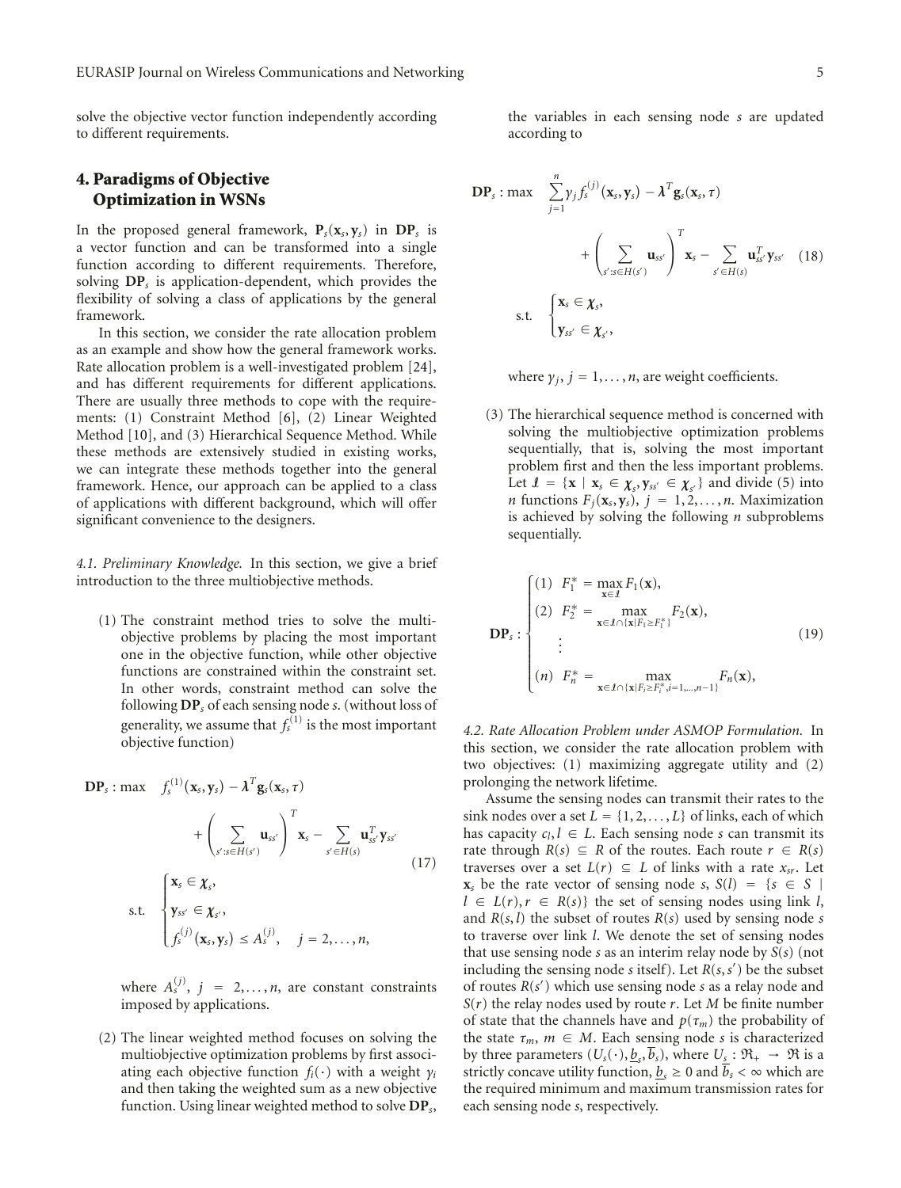solve the objective vector function independently according to different requirements.

## 4. Paradigms of Objective Optimization in WSNs

In the proposed general framework, $\mathbf{P}_s(\mathbf{x}_s, \mathbf{y}_s)$ in $\mathbf{DP}_s$ is a vector function and can be transformed into a single function according to different requirements. Therefore, solving $\mathbf{DP}_s$ is application-dependent, which provides the flexibility of solving a class of applications by the general framework.

In this section, we consider the rate allocation problem as an example and show how the general framework works. Rate allocation problem is a well-investigated problem [24], and has different requirements for different applications. There are usually three methods to cope with the requirements: (1) Constraint Method [6], (2) Linear Weighted Method [10], and (3) Hierarchical Sequence Method. While these methods are extensively studied in existing works, we can integrate these methods together into the general framework. Hence, our approach can be applied to a class of applications with different background, which will offer significant convenience to the designers.

*4.1. Preliminary Knowledge.* In this section, we give a brief introduction to the three multiobjective methods.

(1) The constraint method tries to solve the multi-objective problems by placing the most important one in the objective function, while other objective functions are constrained within the constraint set. In other words, constraint method can solve the following $\mathbf{DP}_s$ of each sensing node $s$. (without loss of generality, we assume that $f_s^{(1)}$ is the most important objective function)

$$\mathbf{DP}_s : \max \quad f_s^{(1)}(\mathbf{x}_s, \mathbf{y}_s) - \boldsymbol{\lambda}^T \mathbf{g}_s(\mathbf{x}_s, \tau) + \left( \sum_{s' : s \in H(s')} \mathbf{u}_{ss'} \right)^T \mathbf{x}_s - \sum_{s' \in H(s)} \mathbf{u}_{ss'}^T \mathbf{y}_{ss'}$$
$$\text{s.t.} \quad \begin{cases} \mathbf{x}_s \in \boldsymbol{\chi}_s, \\ \mathbf{y}_{ss'} \in \boldsymbol{\chi}_{s'}, \\ f_s^{(j)}(\mathbf{x}_s, \mathbf{y}_s) \le A_s^{(j)}, \quad j = 2, \dots, n, \end{cases} \tag{17}$$

where $A_s^{(j)}$, $j = 2, \dots, n$, are constant constraints imposed by applications.

(2) The linear weighted method focuses on solving the multiobjective optimization problems by first associating each objective function $f_i(\cdot)$ with a weight $\gamma_i$ and then taking the weighted sum as a new objective function. Using linear weighted method to solve $\mathbf{DP}_s$, the variables in each sensing node $s$ are updated according to

$$\mathbf{DP}_s : \max \quad \sum_{j=1}^{n} \gamma_j f_s^{(j)}(\mathbf{x}_s, \mathbf{y}_s) - \boldsymbol{\lambda}^T \mathbf{g}_s(\mathbf{x}_s, \tau) + \left( \sum_{s' : s \in H(s')} \mathbf{u}_{ss'} \right)^T \mathbf{x}_s - \sum_{s' \in H(s)} \mathbf{u}_{ss'}^T \mathbf{y}_{ss'} \tag{18}$$
$$\text{s.t.} \quad \begin{cases} \mathbf{x}_s \in \boldsymbol{\chi}_s, \\ \mathbf{y}_{ss'} \in \boldsymbol{\chi}_{s'}, \end{cases}$$

where $\gamma_j$, $j = 1, \dots, n$, are weight coefficients.

(3) The hierarchical sequence method is concerned with solving the multiobjective optimization problems sequentially, that is, solving the most important problem first and then the less important problems. Let $\mathcal{X} = \{\mathbf{x} \mid \mathbf{x}_s \in \boldsymbol{\chi}_s, \mathbf{y}_{ss'} \in \boldsymbol{\chi}_{s'}\}$ and divide (5) into $n$ functions $F_j(\mathbf{x}_s, \mathbf{y}_s)$, $j = 1, 2, \dots, n$. Maximization is achieved by solving the following $n$ subproblems sequentially.

$$\mathbf{DP}_s : \begin{cases} (1) \;\; F_1^* = \max\limits_{\mathbf{x} \in \mathcal{X}} F_1(\mathbf{x}), \\ (2) \;\; F_2^* = \max\limits_{\mathbf{x} \in \mathcal{X} \cap \{\mathbf{x} \mid F_1 \ge F_1^*\}} F_2(\mathbf{x}), \\ \quad \vdots \\ (n) \;\; F_n^* = \max\limits_{\mathbf{x} \in \mathcal{X} \cap \{\mathbf{x} \mid F_i \ge F_i^*, i = 1, \dots, n-1\}} F_n(\mathbf{x}), \end{cases} \tag{19}$$

*4.2. Rate Allocation Problem under ASMOP Formulation.* In this section, we consider the rate allocation problem with two objectives: (1) maximizing aggregate utility and (2) prolonging the network lifetime.

Assume the sensing nodes can transmit their rates to the sink nodes over a set $L = \{1, 2, \dots, L\}$ of links, each of which has capacity $c_l, l \in L$. Each sensing node $s$ can transmit its rate through $R(s) \subseteq R$ of the routes. Each route $r \in R(s)$ traverses over a set $L(r) \subseteq L$ of links with a rate $x_{sr}$. Let $\mathbf{x}_s$ be the rate vector of sensing node $s$, $S(l) = \{s \in S \mid l \in L(r), r \in R(s)\}$ the set of sensing nodes using link $l$, and $R(s, l)$ the subset of routes $R(s)$ used by sensing node $s$ to traverse over link $l$. We denote the set of sensing nodes that use sensing node $s$ as an interim relay node by $S(s)$ (not including the sensing node $s$ itself). Let $R(s, s')$ be the subset of routes $R(s')$ which use sensing node $s$ as a relay node and $S(r)$ the relay nodes used by route $r$. Let $M$ be finite number of state that the channels have and $p(\tau_m)$ the probability of the state $\tau_m$, $m \in M$. Each sensing node $s$ is characterized by three parameters $(U_s(\cdot), \underline{b}_s, \overline{b}_s)$, where $U_s : \mathfrak{R}_+ \to \mathfrak{R}$ is a strictly concave utility function, $\underline{b}_s \ge 0$ and $\overline{b}_s < \infty$ which are the required minimum and maximum transmission rates for each sensing node $s$, respectively.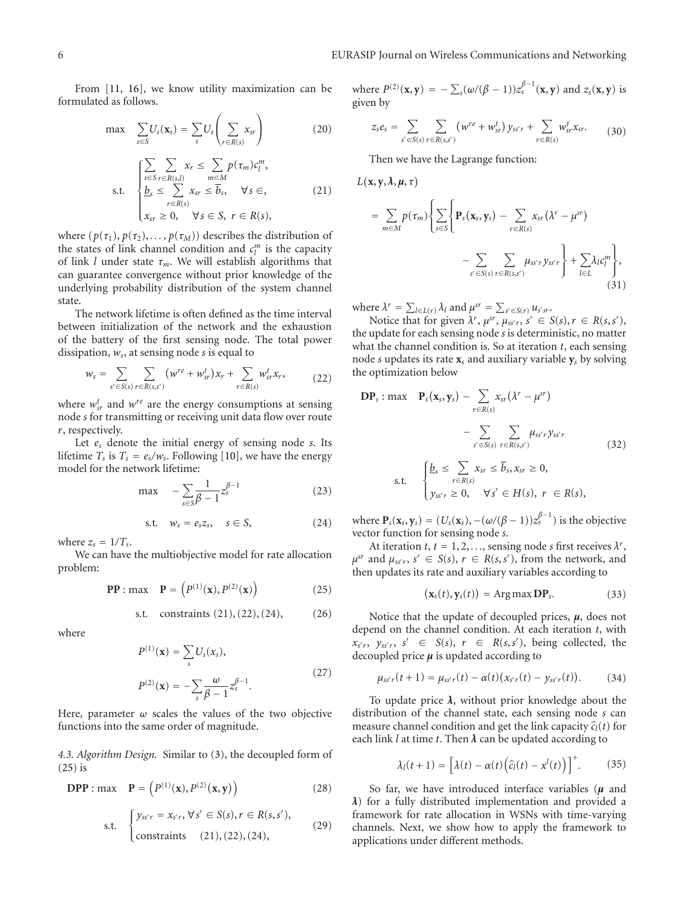From [11, 16], we know utility maximization can be formulated as follows.

$$\max \quad \sum_{s\in S} U_s(\mathbf{x}_s) = \sum_s U_s\left(\sum_{r\in R(s)} x_{sr}\right) \tag{20}$$

$$\text{s.t.} \quad \begin{cases} \displaystyle\sum_{s\in S}\sum_{r\in R(s,l)} x_r \leq \sum_{m\in M} p(\tau_m)c_l^m, \\ \displaystyle\underline{b}_s \leq \sum_{r\in R(s)} x_{sr} \leq \overline{b}_s, \quad \forall s \in, \\ x_{sr} \geq 0, \quad \forall s \in S,\ r \in R(s), \end{cases} \tag{21}$$

where $(p(\tau_1), p(\tau_2), \ldots, p(\tau_M))$ describes the distribution of the states of link channel condition and $c_l^m$ is the capacity of link $l$ under state $\tau_m$. We will establish algorithms that can guarantee convergence without prior knowledge of the underlying probability distribution of the system channel state.

The network lifetime is often defined as the time interval between initialization of the network and the exhaustion of the battery of the first sensing node. The total power dissipation, $w_s$, at sensing node $s$ is equal to

$$w_s = \sum_{s'\in S(s)}\sum_{r\in R(s,s')} (w^{re} + w_{sr}^t)x_r + \sum_{r\in R(s)} w_{sr}^t x_r, \tag{22}$$

where $w_{sr}^t$ and $w^{re}$ are the energy consumptions at sensing node $s$ for transmitting or receiving unit data flow over route $r$, respectively.

Let $e_s$ denote the initial energy of sensing node $s$. Its lifetime $T_s$ is $T_s = e_s/w_s$. Following [10], we have the energy model for the network lifetime:

$$\max \quad -\sum_{s\in S}\frac{1}{\beta - 1} z_s^{\beta-1} \tag{23}$$

$$\text{s.t.} \quad w_s = e_s z_s, \quad s \in S, \tag{24}$$

where $z_s = 1/T_s$.

We can have the multiobjective model for rate allocation problem:

$$\mathbf{PP} : \max \quad \mathbf{P} = \left(P^{(1)}(\mathbf{x}), P^{(2)}(\mathbf{x})\right) \tag{25}$$

$$\text{s.t.} \quad \text{constraints (21), (22), (24),} \tag{26}$$

where

$$P^{(1)}(\mathbf{x}) = \sum_s U_s(x_s),$$
$$P^{(2)}(\mathbf{x}) = -\sum_s \frac{\omega}{\beta - 1} z_s^{\beta-1}. \tag{27}$$

Here, parameter $\omega$ scales the values of the two objective functions into the same order of magnitude.

*4.3. Algorithm Design.* Similar to (3), the decoupled form of (25) is

$$\mathbf{DPP} : \max \quad \mathbf{P} = \left(P^{(1)}(\mathbf{x}), P^{(2)}(\mathbf{x}, \mathbf{y})\right) \tag{28}$$

$$\text{s.t.} \quad \begin{cases} y_{ss'r} = x_{s'r}, \forall s' \in S(s), r \in R(s,s'), \\ \text{constraints} \quad (21), (22), (24), \end{cases} \tag{29}$$

where $P^{(2)}(\mathbf{x}, \mathbf{y}) = -\sum_s(\omega/(\beta-1))z_s^{\beta-1}(\mathbf{x}, \mathbf{y})$ and $z_s(\mathbf{x}, \mathbf{y})$ is given by

$$z_s e_s = \sum_{s'\in S(s)}\sum_{r\in R(s,s')} (w^{re} + w_{sr}^t)y_{ss'r} + \sum_{r\in R(s)} w_{sr}^t x_{sr}. \tag{30}$$

Then we have the Lagrange function:

$$\begin{aligned} L(\mathbf{x}, \mathbf{y}, \boldsymbol{\lambda}, \boldsymbol{\mu}, \tau) &= \sum_{m\in M} p(\tau_m)\Bigg\{\sum_{s\in S}\Bigg\{\mathbf{P}_s(\mathbf{x}_s, \mathbf{y}_s) - \sum_{r\in R(s)} x_{sr}(\lambda^r - \mu^{sr}) \\ &\quad - \sum_{s'\in S(s)}\sum_{r\in R(s,s')} \mu_{ss'r}y_{ss'r}\Bigg\} + \sum_{l\in L}\lambda_l c_l^m\Bigg\}, \end{aligned} \tag{31}$$

where $\lambda^r = \sum_{l\in L(r)}\lambda_l$ and $\mu^{sr} = \sum_{s'\in S(r)} u_{s'sr}$.

Notice that for given $\lambda^r$, $\mu^{sr}$, $\mu_{ss'r}$, $s' \in S(s), r \in R(s,s')$, the update for each sensing node $s$ is deterministic, no matter what the channel condition is. So at iteration $t$, each sensing node $s$ updates its rate $\mathbf{x}_s$ and auxiliary variable $\mathbf{y}_s$ by solving the optimization below

$$\begin{aligned} \mathbf{DP}_s : \max \quad & \mathbf{P}_s(\mathbf{x}_s, \mathbf{y}_s) - \sum_{r\in R(s)} x_{sr}(\lambda^r - \mu^{sr}) \\ & - \sum_{s'\in S(s)}\sum_{r\in R(s,s')} \mu_{ss'r}y_{ss'r} \\ \text{s.t.} \quad & \begin{cases} \underline{b}_s \leq \displaystyle\sum_{r\in R(s)} x_{sr} \leq \overline{b}_s, x_{sr} \geq 0, \\ y_{ss'r} \geq 0, \quad \forall s' \in H(s),\ r \in R(s), \end{cases} \end{aligned} \tag{32}$$

where $\mathbf{P}_s(\mathbf{x}_s, \mathbf{y}_s) = (U_s(\mathbf{x}_s), -(\omega/(\beta-1))z_s^{\beta-1})$ is the objective vector function for sensing node $s$.

At iteration $t$, $t = 1, 2, \ldots$, sensing node $s$ first receives $\lambda^r$, $\mu^{sr}$ and $\mu_{ss'r}$, $s' \in S(s)$, $r \in R(s,s')$, from the network, and then updates its rate and auxiliary variables according to

$$(\mathbf{x}_s(t), \mathbf{y}_s(t)) = \operatorname{Arg\,max} \mathbf{DP}_s. \tag{33}$$

Notice that the update of decoupled prices, $\boldsymbol{\mu}$, does not depend on the channel condition. At each iteration $t$, with $x_{s'r}$, $y_{ss'r}$, $s' \in S(s)$, $r \in R(s,s')$, being collected, the decoupled price $\boldsymbol{\mu}$ is updated according to

$$\mu_{ss'r}(t+1) = \mu_{ss'r}(t) - \alpha(t)\left(x_{s'r}(t) - y_{ss'r}(t)\right). \tag{34}$$

To update price $\boldsymbol{\lambda}$, without prior knowledge about the distribution of the channel state, each sensing node $s$ can measure channel condition and get the link capacity $\hat{c}_l(t)$ for each link $l$ at time $t$. Then $\boldsymbol{\lambda}$ can be updated according to

$$\lambda_l(t+1) = \left[\lambda(t) - \alpha(t)\left(\hat{c}_l(t) - x^l(t)\right)\right]^+. \tag{35}$$

So far, we have introduced interface variables ($\boldsymbol{\mu}$ and $\boldsymbol{\lambda}$) for a fully distributed implementation and provided a framework for rate allocation in WSNs with time-varying channels. Next, we show how to apply the framework to applications under different methods.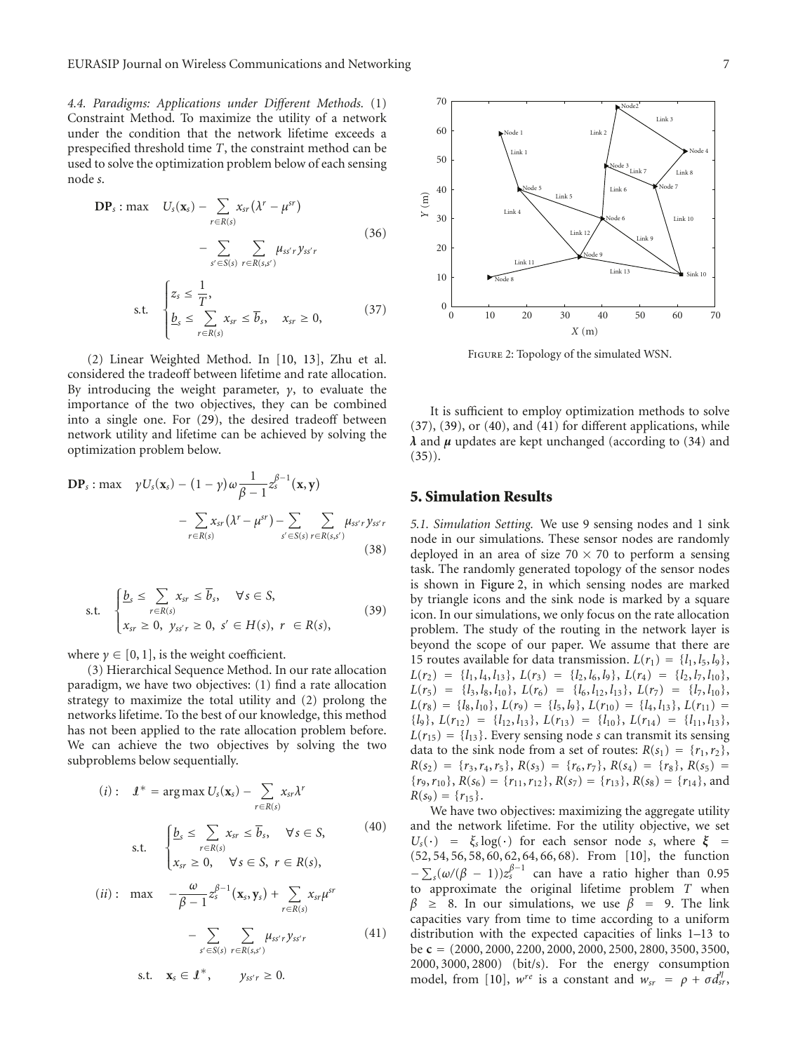*4.4. Paradigms: Applications under Different Methods.* (1) Constraint Method. To maximize the utility of a network under the condition that the network lifetime exceeds a prespecified threshold time $T$, the constraint method can be used to solve the optimization problem below of each sensing node $s$.

$$\mathbf{DP}_s : \max \quad U_s(\mathbf{x}_s) - \sum_{r \in R(s)} x_{sr}(\lambda^r - \mu^{sr}) - \sum_{s' \in S(s)} \sum_{r \in R(s,s')} \mu_{ss'r} y_{ss'r} \tag{36}$$

$$\text{s.t.} \quad \begin{cases} z_s \leq \dfrac{1}{T}, \\ \underline{b}_s \leq \displaystyle\sum_{r \in R(s)} x_{sr} \leq \overline{b}_s, \quad x_{sr} \geq 0, \end{cases} \tag{37}$$

(2) Linear Weighted Method. In [10, 13], Zhu et al. considered the tradeoff between lifetime and rate allocation. By introducing the weight parameter, $\gamma$, to evaluate the importance of the two objectives, they can be combined into a single one. For (29), the desired tradeoff between network utility and lifetime can be achieved by solving the optimization problem below.

$$\mathbf{DP}_s : \max \quad \gamma U_s(\mathbf{x}_s) - (1-\gamma)\omega \frac{1}{\beta - 1} z_s^{\beta-1}(\mathbf{x}, \mathbf{y}) - \sum_{r \in R(s)} x_{sr}(\lambda^r - \mu^{sr}) - \sum_{s' \in S(s)} \sum_{r \in R(s,s')} \mu_{ss'r} y_{ss'r} \tag{38}$$

$$\text{s.t.} \quad \begin{cases} \underline{b}_s \leq \displaystyle\sum_{r \in R(s)} x_{sr} \leq \overline{b}_s, \quad \forall s \in S, \\ x_{sr} \geq 0, \; y_{ss'r} \geq 0, \; s' \in H(s), \; r \in R(s), \end{cases} \tag{39}$$

where $\gamma \in [0, 1]$, is the weight coefficient.

(3) Hierarchical Sequence Method. In our rate allocation paradigm, we have two objectives: (1) find a rate allocation strategy to maximize the total utility and (2) prolong the networks lifetime. To the best of our knowledge, this method has not been applied to the rate allocation problem before. We can achieve the two objectives by solving the two subproblems below sequentially.

$$(i): \quad \mathcal{X}^* = \arg\max U_s(\mathbf{x}_s) - \sum_{r \in R(s)} x_{sr}\lambda^r$$

$$\text{s.t.} \quad \begin{cases} \underline{b}_s \leq \displaystyle\sum_{r \in R(s)} x_{sr} \leq \overline{b}_s, \quad \forall s \in S, \\ x_{sr} \geq 0, \quad \forall s \in S, \; r \in R(s), \end{cases} \tag{40}$$

$$(ii): \quad \max \quad -\frac{\omega}{\beta - 1} z_s^{\beta-1}(\mathbf{x}_s, \mathbf{y}_s) + \sum_{r \in R(s)} x_{sr}\mu^{sr} - \sum_{s' \in S(s)} \sum_{r \in R(s,s')} \mu_{ss'r} y_{ss'r} \tag{41}$$

$$\text{s.t.} \quad \mathbf{x}_s \in \mathcal{X}^*, \qquad y_{ss'r} \geq 0.$$

Figure 2: Topology of the simulated WSN.

It is sufficient to employ optimization methods to solve (37), (39), or (40), and (41) for different applications, while $\boldsymbol{\lambda}$ and $\boldsymbol{\mu}$ updates are kept unchanged (according to (34) and (35)).

## 5. Simulation Results

*5.1. Simulation Setting.* We use 9 sensing nodes and 1 sink node in our simulations. These sensor nodes are randomly deployed in an area of size $70 \times 70$ to perform a sensing task. The randomly generated topology of the sensor nodes is shown in Figure 2, in which sensing nodes are marked by triangle icons and the sink node is marked by a square icon. In our simulations, we only focus on the rate allocation problem. The study of the routing in the network layer is beyond the scope of our paper. We assume that there are 15 routes available for data transmission. $L(r_1) = \{l_1, l_5, l_9\}$, $L(r_2) = \{l_1, l_4, l_{13}\}$, $L(r_3) = \{l_2, l_6, l_9\}$, $L(r_4) = \{l_2, l_7, l_{10}\}$, $L(r_5) = \{l_3, l_8, l_{10}\}$, $L(r_6) = \{l_6, l_{12}, l_{13}\}$, $L(r_7) = \{l_7, l_{10}\}$, $L(r_8) = \{l_8, l_{10}\}$, $L(r_9) = \{l_5, l_9\}$, $L(r_{10}) = \{l_4, l_{13}\}$, $L(r_{11}) = \{l_9\}$, $L(r_{12}) = \{l_{12}, l_{13}\}$, $L(r_{13}) = \{l_{10}\}$, $L(r_{14}) = \{l_{11}, l_{13}\}$, $L(r_{15}) = \{l_{13}\}$. Every sensing node $s$ can transmit its sensing data to the sink node from a set of routes: $R(s_1) = \{r_1, r_2\}$, $R(s_2) = \{r_3, r_4, r_5\}$, $R(s_3) = \{r_6, r_7\}$, $R(s_4) = \{r_8\}$, $R(s_5) = \{r_9, r_{10}\}$, $R(s_6) = \{r_{11}, r_{12}\}$, $R(s_7) = \{r_{13}\}$, $R(s_8) = \{r_{14}\}$, and $R(s_9) = \{r_{15}\}$.

We have two objectives: maximizing the aggregate utility and the network lifetime. For the utility objective, we set $U_s(\cdot) = \xi_s \log(\cdot)$ for each sensor node $s$, where $\boldsymbol{\xi} = (52, 54, 56, 58, 60, 62, 64, 66, 68)$. From [10], the function $-\sum_s (\omega/(\beta - 1)) z_s^{\beta-1}$ can have a ratio higher than 0.95 to approximate the original lifetime problem $T$ when $\beta \geq 8$. In our simulations, we use $\beta = 9$. The link capacities vary from time to time according to a uniform distribution with the expected capacities of links 1–13 to be $\mathbf{c} = (2000, 2000, 2200, 2000, 2000, 2500, 2800, 3500, 3500, 2000, 3000, 2800)$ (bit/s). For the energy consumption model, from [10], $w^{re}$ is a constant and $w_{sr} = \rho + \sigma d_{sr}^{\eta}$,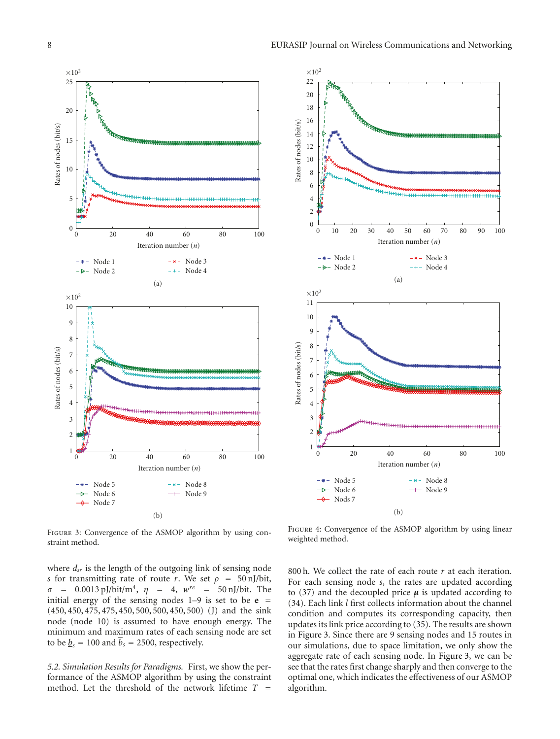Figure 3: Convergence of the ASMOP algorithm by using constraint method.

Figure 4: Convergence of the ASMOP algorithm by using linear weighted method.

where $d_{sr}$ is the length of the outgoing link of sensing node $s$ for transmitting rate of route $r$. We set $\rho = 50\,\text{nJ/bit}$, $\sigma = 0.0013\,\text{pJ/bit/m}^4$, $\eta = 4$, $w^{re} = 50\,\text{nJ/bit}$. The initial energy of the sensing nodes 1–9 is set to be $\mathbf{e} = (450, 450, 475, 475, 450, 500, 500, 450, 500)$ (J) and the sink node (node 10) is assumed to have enough energy. The minimum and maximum rates of each sensing node are set to be $\underline{b}_s = 100$ and $\overline{b}_s = 2500$, respectively.

*5.2. Simulation Results for Paradigms.* First, we show the performance of the ASMOP algorithm by using the constraint method. Let the threshold of the network lifetime $T = 800\,\text{h}$. We collect the rate of each route $r$ at each iteration. For each sensing node $s$, the rates are updated according to (37) and the decoupled price $\boldsymbol{\mu}$ is updated according to (34). Each link $l$ first collects information about the channel condition and computes its corresponding capacity, then updates its link price according to (35). The results are shown in Figure 3. Since there are 9 sensing nodes and 15 routes in our simulations, due to space limitation, we only show the aggregate rate of each sensing node. In Figure 3, we can be see that the rates first change sharply and then converge to the optimal one, which indicates the effectiveness of our ASMOP algorithm.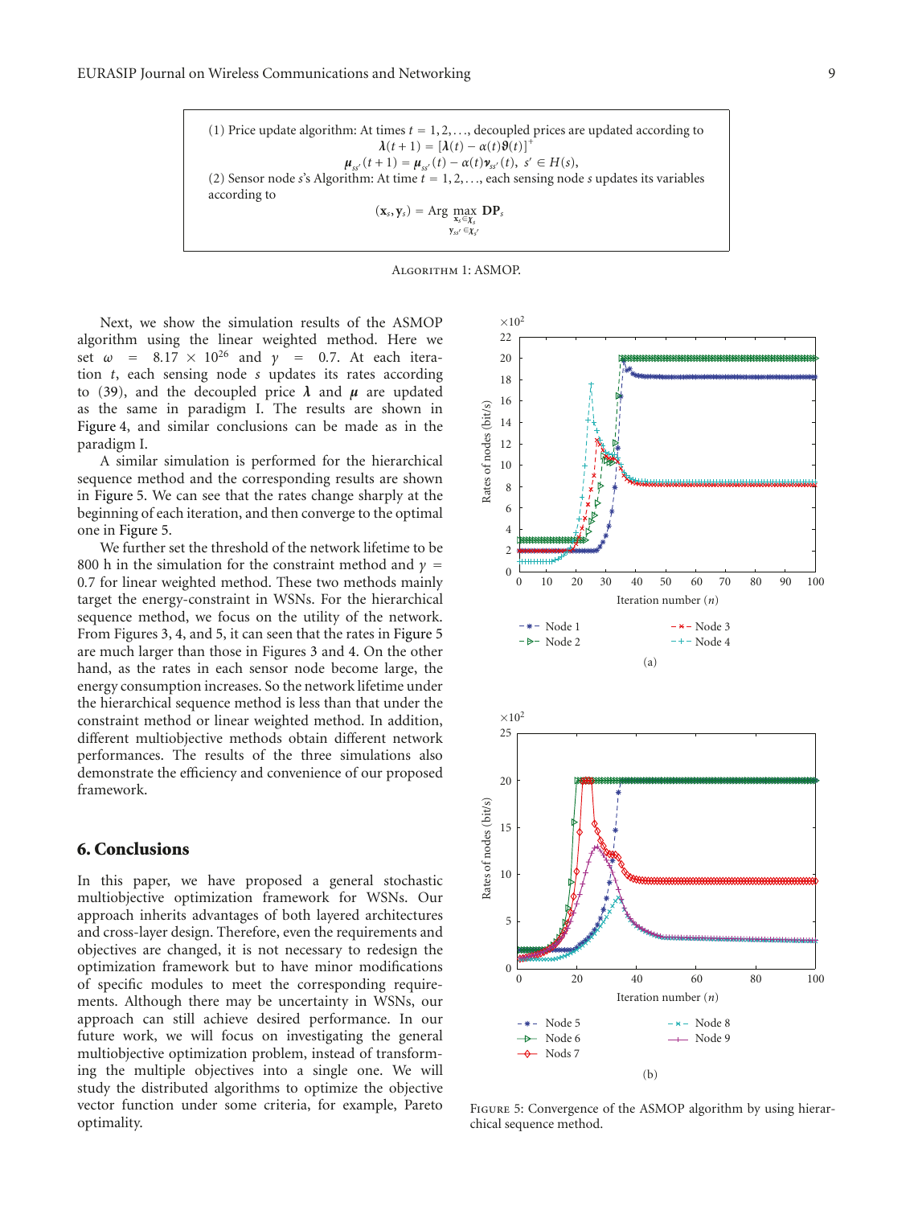(1) Price update algorithm: At times $t = 1, 2, \ldots$, decoupled prices are updated according to

$$\boldsymbol{\lambda}(t+1) = [\boldsymbol{\lambda}(t) - \alpha(t)\boldsymbol{\vartheta}(t)]^+$$

$$\boldsymbol{\mu}_{ss'}(t+1) = \boldsymbol{\mu}_{ss'}(t) - \alpha(t)\boldsymbol{\nu}_{ss'}(t), \; s' \in H(s),$$

(2) Sensor node $s$'s Algorithm: At time $t = 1, 2, \ldots$, each sensing node $s$ updates its variables according to

$$(\mathbf{x}_s, \mathbf{y}_s) = \text{Arg} \max_{\substack{\mathbf{x}_s \in \chi_s \\ \mathbf{y}_{ss'} \in \chi_{s'}}} \mathbf{DP}_s$$

Algorithm 1: ASMOP.

Next, we show the simulation results of the ASMOP algorithm using the linear weighted method. Here we set $\omega = 8.17 \times 10^{26}$ and $\gamma = 0.7$. At each iteration $t$, each sensing node $s$ updates its rates according to (39), and the decoupled price $\boldsymbol{\lambda}$ and $\boldsymbol{\mu}$ are updated as the same in paradigm I. The results are shown in Figure 4, and similar conclusions can be made as in the paradigm I.

A similar simulation is performed for the hierarchical sequence method and the corresponding results are shown in Figure 5. We can see that the rates change sharply at the beginning of each iteration, and then converge to the optimal one in Figure 5.

We further set the threshold of the network lifetime to be 800 h in the simulation for the constraint method and $\gamma = 0.7$ for linear weighted method. These two methods mainly target the energy-constraint in WSNs. For the hierarchical sequence method, we focus on the utility of the network. From Figures 3, 4, and 5, it can seen that the rates in Figure 5 are much larger than those in Figures 3 and 4. On the other hand, as the rates in each sensor node become large, the energy consumption increases. So the network lifetime under the hierarchical sequence method is less than that under the constraint method or linear weighted method. In addition, different multiobjective methods obtain different network performances. The results of the three simulations also demonstrate the efficiency and convenience of our proposed framework.

## 6. Conclusions

In this paper, we have proposed a general stochastic multiobjective optimization framework for WSNs. Our approach inherits advantages of both layered architectures and cross-layer design. Therefore, even the requirements and objectives are changed, it is not necessary to redesign the optimization framework but to have minor modifications of specific modules to meet the corresponding requirements. Although there may be uncertainty in WSNs, our approach can still achieve desired performance. In our future work, we will focus on investigating the general multiobjective optimization problem, instead of transforming the multiple objectives into a single one. We will study the distributed algorithms to optimize the objective vector function under some criteria, for example, Pareto optimality.

Figure 5: Convergence of the ASMOP algorithm by using hierarchical sequence method.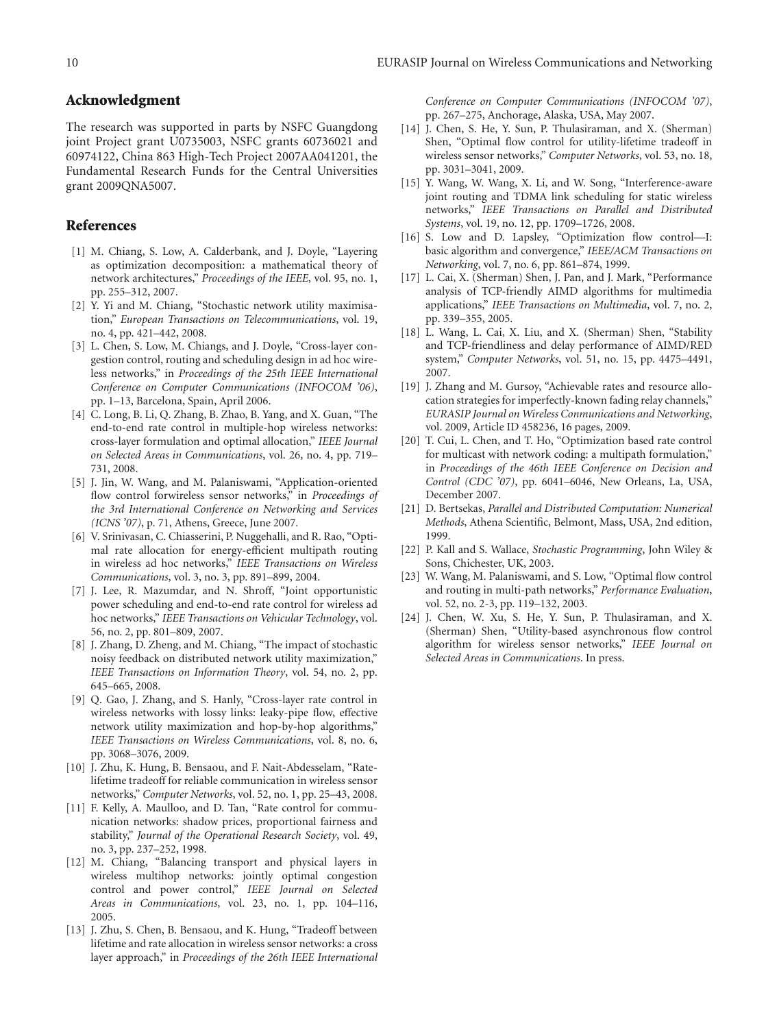## Acknowledgment

The research was supported in parts by NSFC Guangdong joint Project grant U0735003, NSFC grants 60736021 and 60974122, China 863 High-Tech Project 2007AA041201, the Fundamental Research Funds for the Central Universities grant 2009QNA5007.

## References

[1] M. Chiang, S. Low, A. Calderbank, and J. Doyle, "Layering as optimization decomposition: a mathematical theory of network architectures," *Proceedings of the IEEE*, vol. 95, no. 1, pp. 255–312, 2007.

[2] Y. Yi and M. Chiang, "Stochastic network utility maximisation," *European Transactions on Telecommunications*, vol. 19, no. 4, pp. 421–442, 2008.

[3] L. Chen, S. Low, M. Chiangs, and J. Doyle, "Cross-layer congestion control, routing and scheduling design in ad hoc wireless networks," in *Proceedings of the 25th IEEE International Conference on Computer Communications (INFOCOM '06)*, pp. 1–13, Barcelona, Spain, April 2006.

[4] C. Long, B. Li, Q. Zhang, B. Zhao, B. Yang, and X. Guan, "The end-to-end rate control in multiple-hop wireless networks: cross-layer formulation and optimal allocation," *IEEE Journal on Selected Areas in Communications*, vol. 26, no. 4, pp. 719–731, 2008.

[5] J. Jin, W. Wang, and M. Palaniswami, "Application-oriented flow control forwireless sensor networks," in *Proceedings of the 3rd International Conference on Networking and Services (ICNS '07)*, p. 71, Athens, Greece, June 2007.

[6] V. Srinivasan, C. Chiasserini, P. Nuggehalli, and R. Rao, "Optimal rate allocation for energy-efficient multipath routing in wireless ad hoc networks," *IEEE Transactions on Wireless Communications*, vol. 3, no. 3, pp. 891–899, 2004.

[7] J. Lee, R. Mazumdar, and N. Shroff, "Joint opportunistic power scheduling and end-to-end rate control for wireless ad hoc networks," *IEEE Transactions on Vehicular Technology*, vol. 56, no. 2, pp. 801–809, 2007.

[8] J. Zhang, D. Zheng, and M. Chiang, "The impact of stochastic noisy feedback on distributed network utility maximization," *IEEE Transactions on Information Theory*, vol. 54, no. 2, pp. 645–665, 2008.

[9] Q. Gao, J. Zhang, and S. Hanly, "Cross-layer rate control in wireless networks with lossy links: leaky-pipe flow, effective network utility maximization and hop-by-hop algorithms," *IEEE Transactions on Wireless Communications*, vol. 8, no. 6, pp. 3068–3076, 2009.

[10] J. Zhu, K. Hung, B. Bensaou, and F. Nait-Abdesselam, "Rate-lifetime tradeoff for reliable communication in wireless sensor networks," *Computer Networks*, vol. 52, no. 1, pp. 25–43, 2008.

[11] F. Kelly, A. Maulloo, and D. Tan, "Rate control for communication networks: shadow prices, proportional fairness and stability," *Journal of the Operational Research Society*, vol. 49, no. 3, pp. 237–252, 1998.

[12] M. Chiang, "Balancing transport and physical layers in wireless multihop networks: jointly optimal congestion control and power control," *IEEE Journal on Selected Areas in Communications*, vol. 23, no. 1, pp. 104–116, 2005.

[13] J. Zhu, S. Chen, B. Bensaou, and K. Hung, "Tradeoff between lifetime and rate allocation in wireless sensor networks: a cross layer approach," in *Proceedings of the 26th IEEE International Conference on Computer Communications (INFOCOM '07)*, pp. 267–275, Anchorage, Alaska, USA, May 2007.

[14] J. Chen, S. He, Y. Sun, P. Thulasiraman, and X. (Sherman) Shen, "Optimal flow control for utility-lifetime tradeoff in wireless sensor networks," *Computer Networks*, vol. 53, no. 18, pp. 3031–3041, 2009.

[15] Y. Wang, W. Wang, X. Li, and W. Song, "Interference-aware joint routing and TDMA link scheduling for static wireless networks," *IEEE Transactions on Parallel and Distributed Systems*, vol. 19, no. 12, pp. 1709–1726, 2008.

[16] S. Low and D. Lapsley, "Optimization flow control—I: basic algorithm and convergence," *IEEE/ACM Transactions on Networking*, vol. 7, no. 6, pp. 861–874, 1999.

[17] L. Cai, X. (Sherman) Shen, J. Pan, and J. Mark, "Performance analysis of TCP-friendly AIMD algorithms for multimedia applications," *IEEE Transactions on Multimedia*, vol. 7, no. 2, pp. 339–355, 2005.

[18] L. Wang, L. Cai, X. Liu, and X. (Sherman) Shen, "Stability and TCP-friendliness and delay performance of AIMD/RED system," *Computer Networks*, vol. 51, no. 15, pp. 4475–4491, 2007.

[19] J. Zhang and M. Gursoy, "Achievable rates and resource allocation strategies for imperfectly-known fading relay channels," *EURASIP Journal on Wireless Conmunications and Networking*, vol. 2009, Article ID 458236, 16 pages, 2009.

[20] T. Cui, L. Chen, and T. Ho, "Optimization based rate control for multicast with network coding: a multipath formulation," in *Proceedings of the 46th IEEE Conference on Decision and Control (CDC '07)*, pp. 6041–6046, New Orleans, La, USA, December 2007.

[21] D. Bertsekas, *Parallel and Distributed Computation: Numerical Methods*, Athena Scientific, Belmont, Mass, USA, 2nd edition, 1999.

[22] P. Kall and S. Wallace, *Stochastic Programming*, John Wiley & Sons, Chichester, UK, 2003.

[23] W. Wang, M. Palaniswami, and S. Low, "Optimal flow control and routing in multi-path networks," *Performance Evaluation*, vol. 52, no. 2-3, pp. 119–132, 2003.

[24] J. Chen, W. Xu, S. He, Y. Sun, P. Thulasiraman, and X. (Sherman) Shen, "Utility-based asynchronous flow control algorithm for wireless sensor networks," *IEEE Journal on Selected Areas in Communications*. In press.